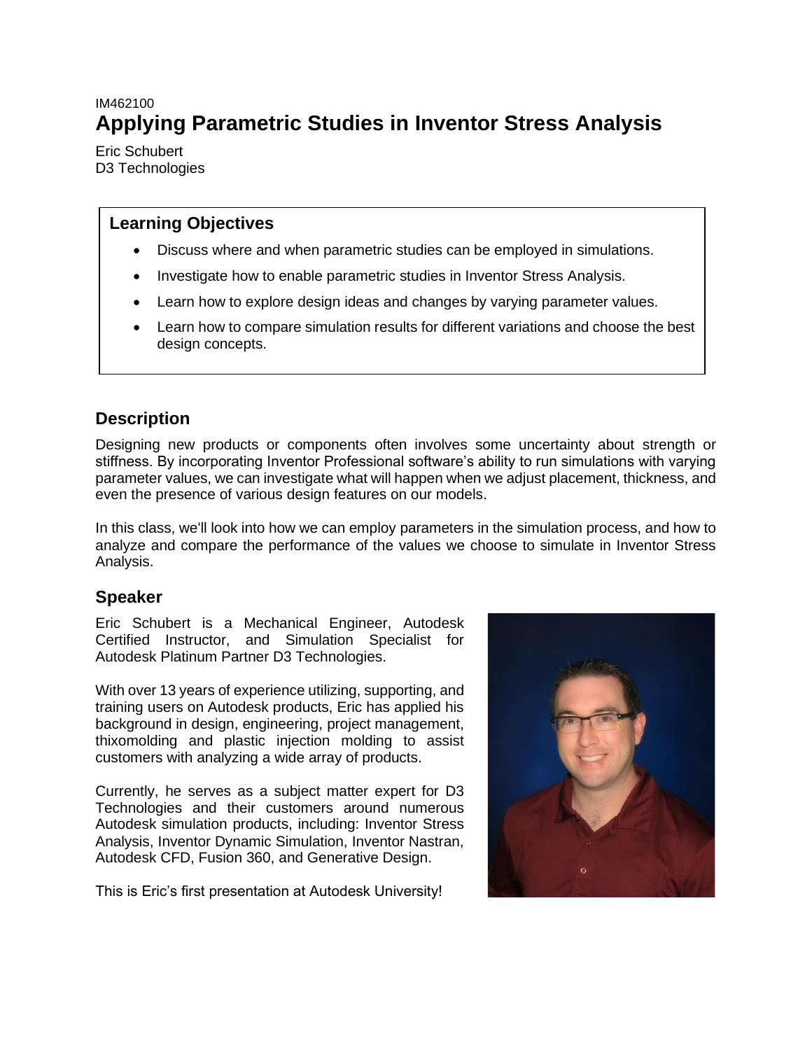IM462100

# Applying Parametric Studies in Inventor Stress Analysis

Eric Schubert
D3 Technologies

## Learning Objectives

- Discuss where and when parametric studies can be employed in simulations.
- Investigate how to enable parametric studies in Inventor Stress Analysis.
- Learn how to explore design ideas and changes by varying parameter values.
- Learn how to compare simulation results for different variations and choose the best design concepts.

## Description

Designing new products or components often involves some uncertainty about strength or stiffness. By incorporating Inventor Professional software's ability to run simulations with varying parameter values, we can investigate what will happen when we adjust placement, thickness, and even the presence of various design features on our models.

In this class, we'll look into how we can employ parameters in the simulation process, and how to analyze and compare the performance of the values we choose to simulate in Inventor Stress Analysis.

## Speaker

Eric Schubert is a Mechanical Engineer, Autodesk Certified Instructor, and Simulation Specialist for Autodesk Platinum Partner D3 Technologies.

With over 13 years of experience utilizing, supporting, and training users on Autodesk products, Eric has applied his background in design, engineering, project management, thixomolding and plastic injection molding to assist customers with analyzing a wide array of products.

Currently, he serves as a subject matter expert for D3 Technologies and their customers around numerous Autodesk simulation products, including: Inventor Stress Analysis, Inventor Dynamic Simulation, Inventor Nastran, Autodesk CFD, Fusion 360, and Generative Design.

This is Eric's first presentation at Autodesk University!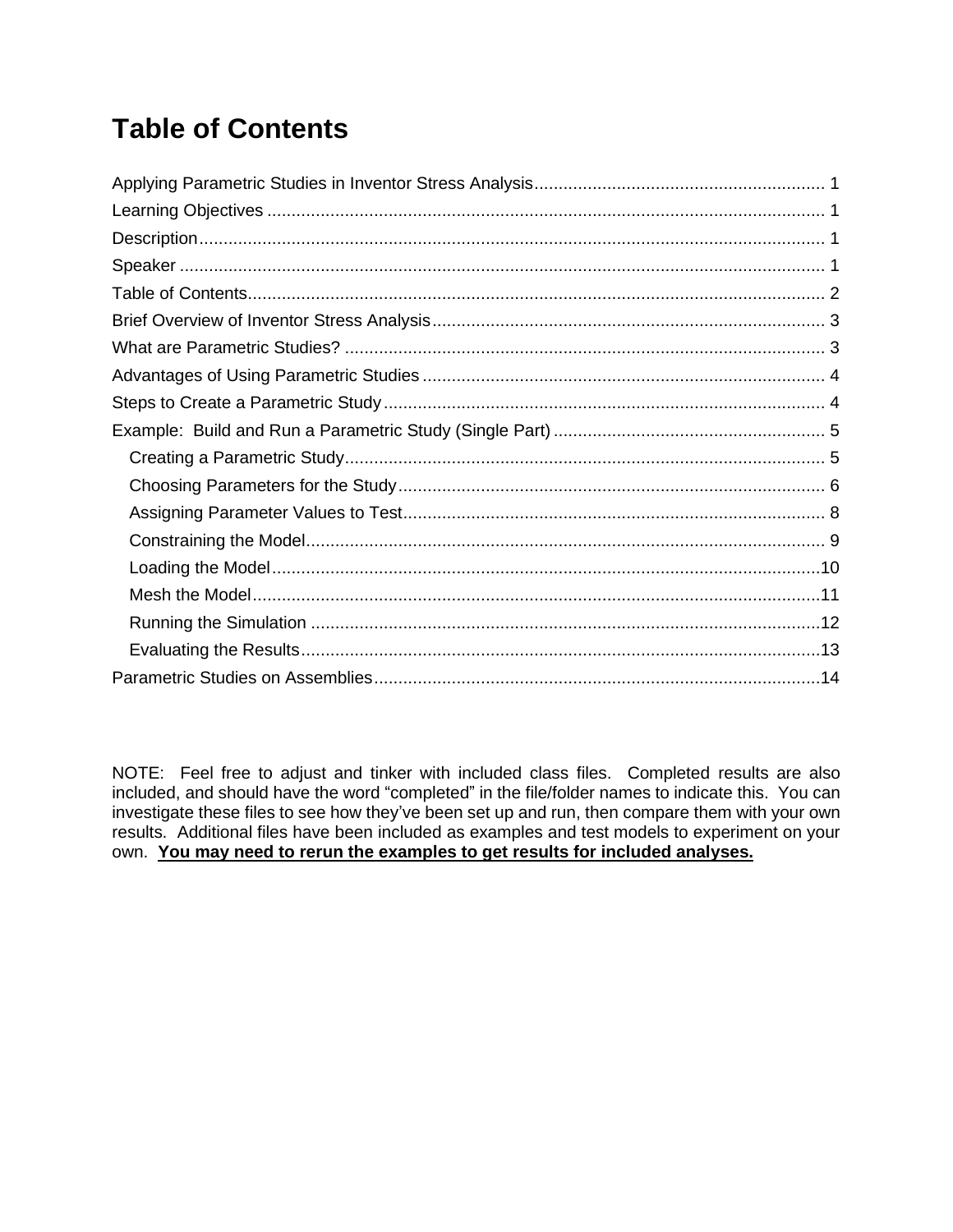# Table of Contents

Applying Parametric Studies in Inventor Stress Analysis ........................................................... 1

Learning Objectives .................................................................................................................. 1

Description ................................................................................................................................ 1

Speaker ..................................................................................................................................... 1

Table of Contents ...................................................................................................................... 2

Brief Overview of Inventor Stress Analysis ................................................................................ 3

What are Parametric Studies? ................................................................................................... 3

Advantages of Using Parametric Studies .................................................................................. 4

Steps to Create a Parametric Study .......................................................................................... 4

Example: Build and Run a Parametric Study (Single Part) ........................................................ 5

- Creating a Parametric Study .................................................................................................. 5
- Choosing Parameters for the Study ........................................................................................ 6
- Assigning Parameter Values to Test ....................................................................................... 8
- Constraining the Model .......................................................................................................... 9
- Loading the Model ................................................................................................................. 10
- Mesh the Model ..................................................................................................................... 11
- Running the Simulation ......................................................................................................... 12
- Evaluating the Results ........................................................................................................... 13

Parametric Studies on Assemblies ............................................................................................ 14

NOTE: Feel free to adjust and tinker with included class files. Completed results are also included, and should have the word "completed" in the file/folder names to indicate this. You can investigate these files to see how they've been set up and run, then compare them with your own results. Additional files have been included as examples and test models to experiment on your own. <u>**You may need to rerun the examples to get results for included analyses.**</u>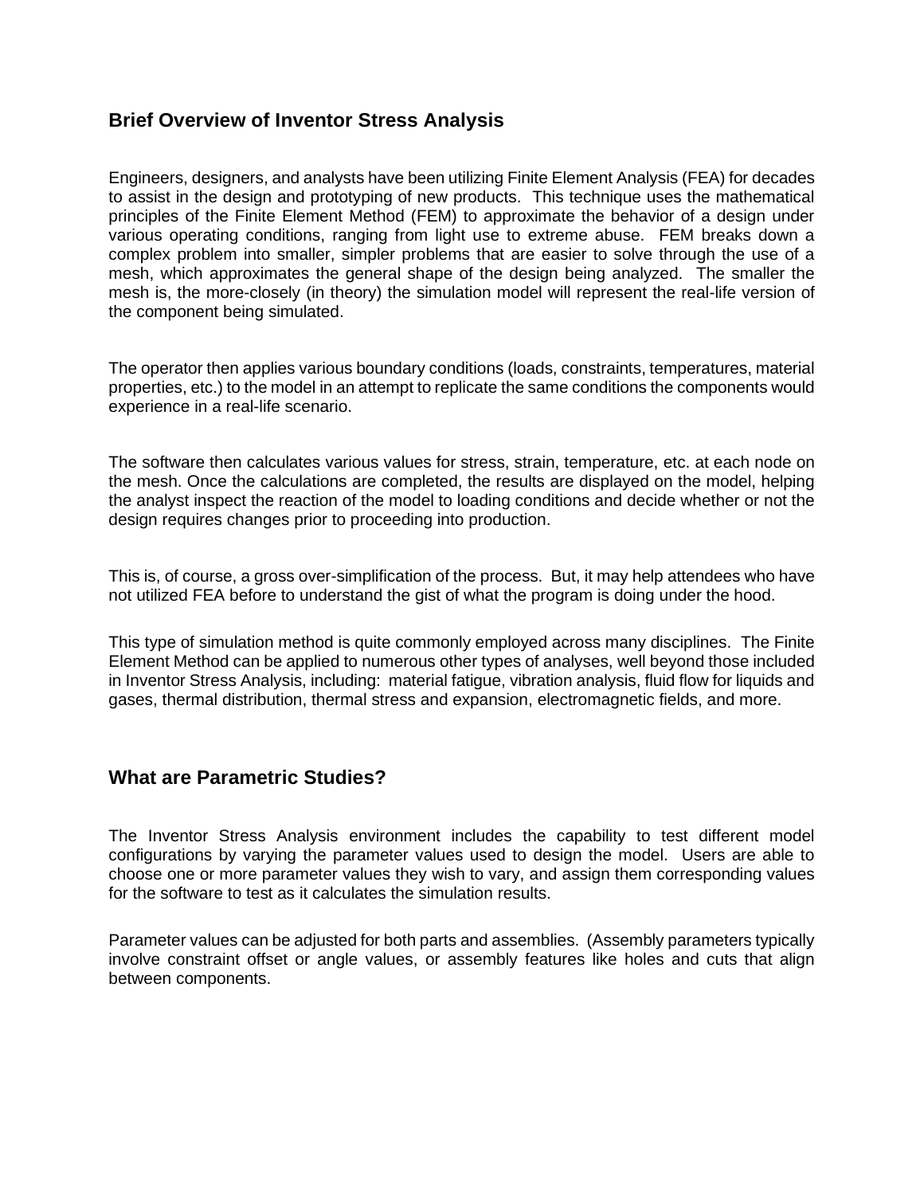## Brief Overview of Inventor Stress Analysis

Engineers, designers, and analysts have been utilizing Finite Element Analysis (FEA) for decades to assist in the design and prototyping of new products. This technique uses the mathematical principles of the Finite Element Method (FEM) to approximate the behavior of a design under various operating conditions, ranging from light use to extreme abuse. FEM breaks down a complex problem into smaller, simpler problems that are easier to solve through the use of a mesh, which approximates the general shape of the design being analyzed. The smaller the mesh is, the more-closely (in theory) the simulation model will represent the real-life version of the component being simulated.

The operator then applies various boundary conditions (loads, constraints, temperatures, material properties, etc.) to the model in an attempt to replicate the same conditions the components would experience in a real-life scenario.

The software then calculates various values for stress, strain, temperature, etc. at each node on the mesh. Once the calculations are completed, the results are displayed on the model, helping the analyst inspect the reaction of the model to loading conditions and decide whether or not the design requires changes prior to proceeding into production.

This is, of course, a gross over-simplification of the process. But, it may help attendees who have not utilized FEA before to understand the gist of what the program is doing under the hood.

This type of simulation method is quite commonly employed across many disciplines. The Finite Element Method can be applied to numerous other types of analyses, well beyond those included in Inventor Stress Analysis, including: material fatigue, vibration analysis, fluid flow for liquids and gases, thermal distribution, thermal stress and expansion, electromagnetic fields, and more.

## What are Parametric Studies?

The Inventor Stress Analysis environment includes the capability to test different model configurations by varying the parameter values used to design the model. Users are able to choose one or more parameter values they wish to vary, and assign them corresponding values for the software to test as it calculates the simulation results.

Parameter values can be adjusted for both parts and assemblies. (Assembly parameters typically involve constraint offset or angle values, or assembly features like holes and cuts that align between components.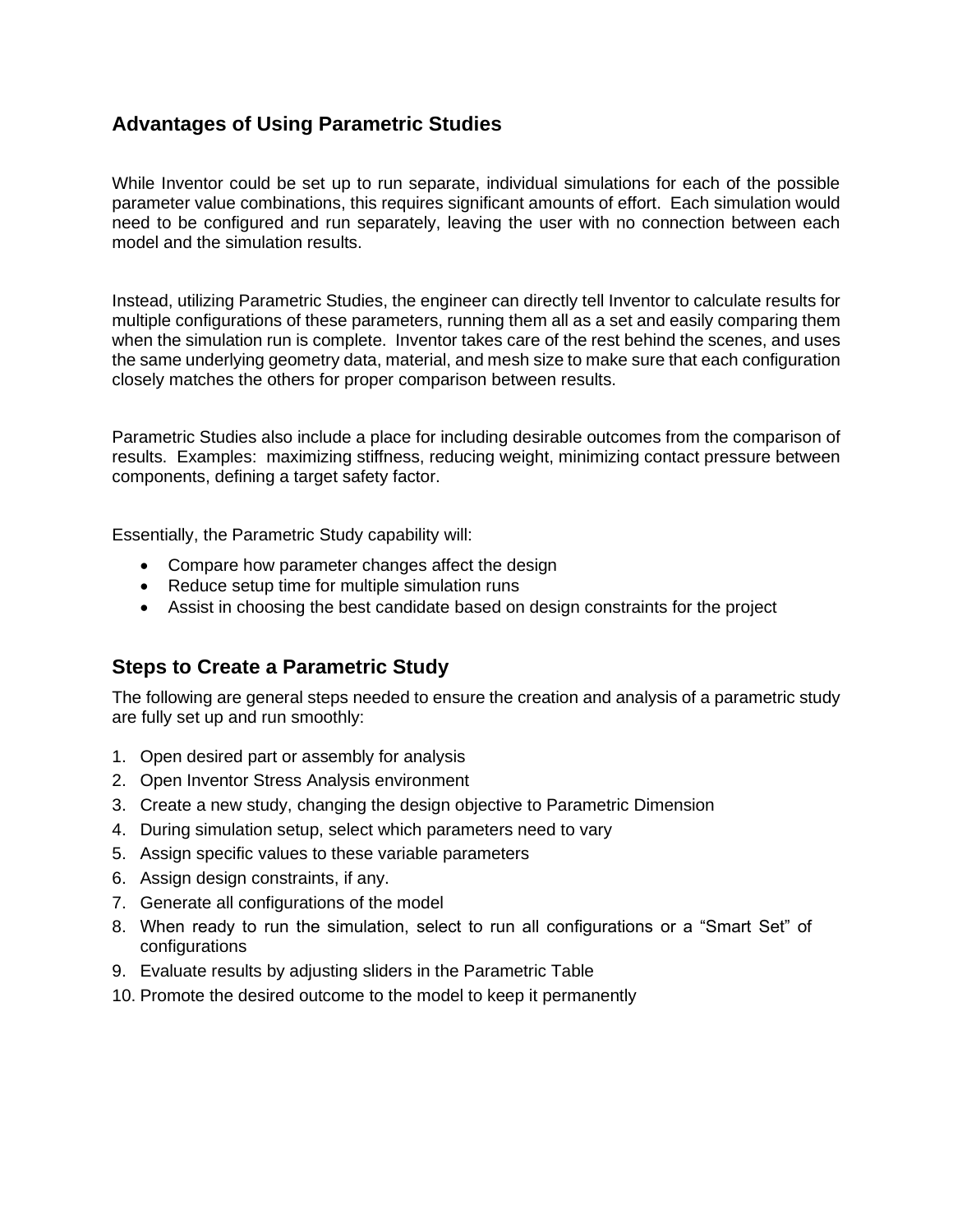## Advantages of Using Parametric Studies

While Inventor could be set up to run separate, individual simulations for each of the possible parameter value combinations, this requires significant amounts of effort. Each simulation would need to be configured and run separately, leaving the user with no connection between each model and the simulation results.

Instead, utilizing Parametric Studies, the engineer can directly tell Inventor to calculate results for multiple configurations of these parameters, running them all as a set and easily comparing them when the simulation run is complete. Inventor takes care of the rest behind the scenes, and uses the same underlying geometry data, material, and mesh size to make sure that each configuration closely matches the others for proper comparison between results.

Parametric Studies also include a place for including desirable outcomes from the comparison of results. Examples: maximizing stiffness, reducing weight, minimizing contact pressure between components, defining a target safety factor.

Essentially, the Parametric Study capability will:

- Compare how parameter changes affect the design
- Reduce setup time for multiple simulation runs
- Assist in choosing the best candidate based on design constraints for the project

## Steps to Create a Parametric Study

The following are general steps needed to ensure the creation and analysis of a parametric study are fully set up and run smoothly:

1. Open desired part or assembly for analysis
2. Open Inventor Stress Analysis environment
3. Create a new study, changing the design objective to Parametric Dimension
4. During simulation setup, select which parameters need to vary
5. Assign specific values to these variable parameters
6. Assign design constraints, if any.
7. Generate all configurations of the model
8. When ready to run the simulation, select to run all configurations or a “Smart Set” of configurations
9. Evaluate results by adjusting sliders in the Parametric Table
10. Promote the desired outcome to the model to keep it permanently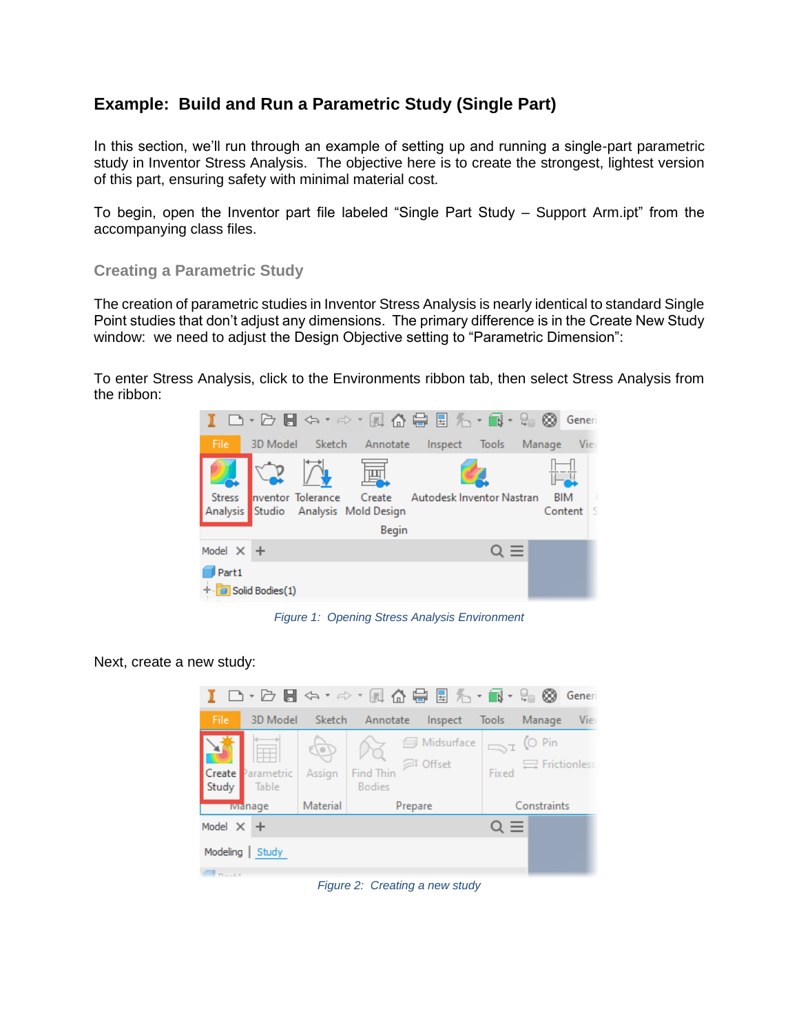## Example: Build and Run a Parametric Study (Single Part)

In this section, we'll run through an example of setting up and running a single-part parametric study in Inventor Stress Analysis. The objective here is to create the strongest, lightest version of this part, ensuring safety with minimal material cost.

To begin, open the Inventor part file labeled "Single Part Study – Support Arm.ipt" from the accompanying class files.

### Creating a Parametric Study

The creation of parametric studies in Inventor Stress Analysis is nearly identical to standard Single Point studies that don't adjust any dimensions. The primary difference is in the Create New Study window: we need to adjust the Design Objective setting to "Parametric Dimension":

To enter Stress Analysis, click to the Environments ribbon tab, then select Stress Analysis from the ribbon:

*Figure 1: Opening Stress Analysis Environment*

Next, create a new study:

*Figure 2: Creating a new study*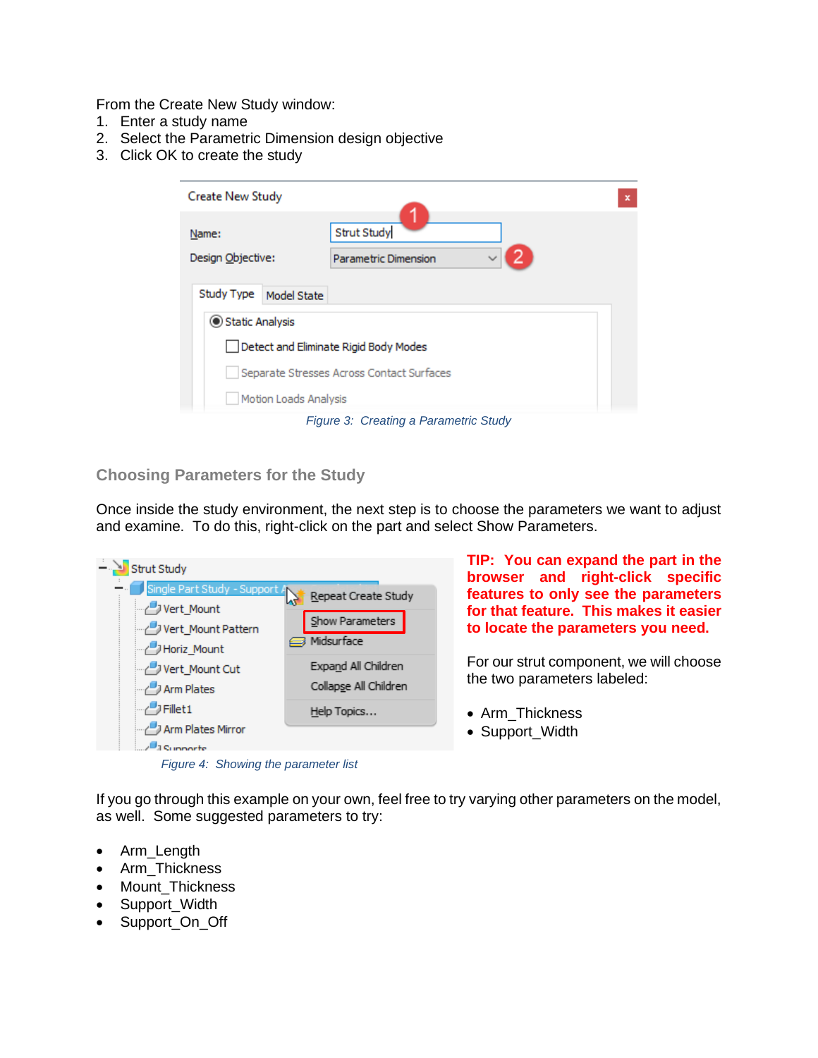From the Create New Study window:

1. Enter a study name
2. Select the Parametric Dimension design objective
3. Click OK to create the study

*Figure 3: Creating a Parametric Study*

## Choosing Parameters for the Study

Once inside the study environment, the next step is to choose the parameters we want to adjust and examine. To do this, right-click on the part and select Show Parameters.

*Figure 4: Showing the parameter list*

**TIP: You can expand the part in the browser and right-click specific features to only see the parameters for that feature. This makes it easier to locate the parameters you need.**

For our strut component, we will choose the two parameters labeled:

- Arm_Thickness
- Support_Width

If you go through this example on your own, feel free to try varying other parameters on the model, as well. Some suggested parameters to try:

- Arm_Length
- Arm_Thickness
- Mount_Thickness
- Support_Width
- Support_On_Off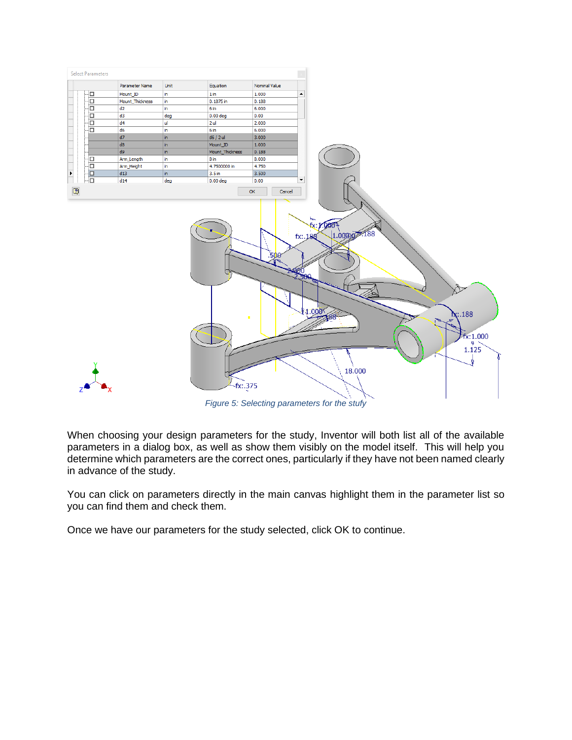Figure 5: Selecting parameters for the stufy

When choosing your design parameters for the study, Inventor will both list all of the available parameters in a dialog box, as well as show them visibly on the model itself. This will help you determine which parameters are the correct ones, particularly if they have not been named clearly in advance of the study.

You can click on parameters directly in the main canvas highlight them in the parameter list so you can find them and check them.

Once we have our parameters for the study selected, click OK to continue.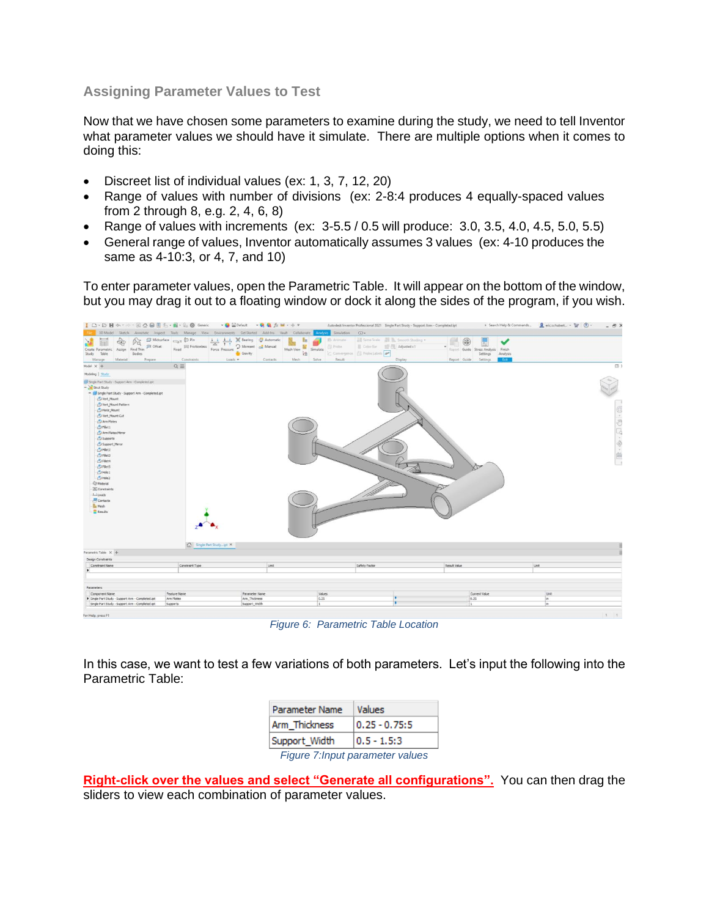### Assigning Parameter Values to Test

Now that we have chosen some parameters to examine during the study, we need to tell Inventor what parameter values we should have it simulate. There are multiple options when it comes to doing this:

- Discreet list of individual values (ex: 1, 3, 7, 12, 20)
- Range of values with number of divisions (ex: 2-8:4 produces 4 equally-spaced values from 2 through 8, e.g. 2, 4, 6, 8)
- Range of values with increments (ex: 3-5.5 / 0.5 will produce: 3.0, 3.5, 4.0, 4.5, 5.0, 5.5)
- General range of values, Inventor automatically assumes 3 values (ex: 4-10 produces the same as 4-10:3, or 4, 7, and 10)

To enter parameter values, open the Parametric Table. It will appear on the bottom of the window, but you may drag it out to a floating window or dock it along the sides of the program, if you wish.

*Figure 6: Parametric Table Location*

In this case, we want to test a few variations of both parameters. Let's input the following into the Parametric Table:

| Parameter Name | Values |
| --- | --- |
| Arm_Thickness | 0.25 - 0.75:5 |
| Support_Width | 0.5 - 1.5:3 |

*Figure 7:Input parameter values*

**Right-click over the values and select "Generate all configurations".** You can then drag the sliders to view each combination of parameter values.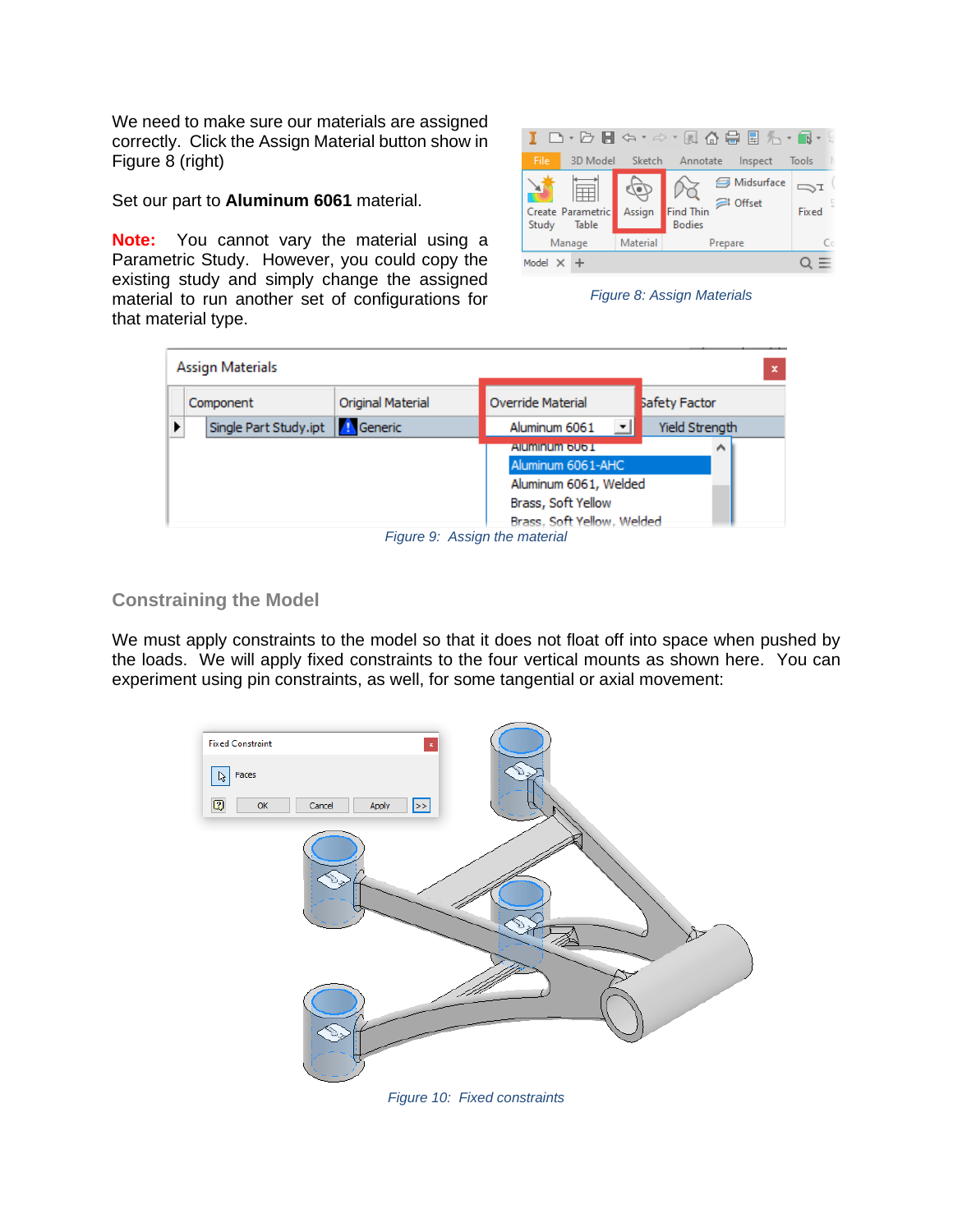We need to make sure our materials are assigned correctly. Click the Assign Material button show in Figure 8 (right)

Set our part to **Aluminum 6061** material.

**Note:** You cannot vary the material using a Parametric Study. However, you could copy the existing study and simply change the assigned material to run another set of configurations for that material type.

*Figure 8: Assign Materials*

*Figure 9: Assign the material*

## Constraining the Model

We must apply constraints to the model so that it does not float off into space when pushed by the loads. We will apply fixed constraints to the four vertical mounts as shown here. You can experiment using pin constraints, as well, for some tangential or axial movement:

*Figure 10: Fixed constraints*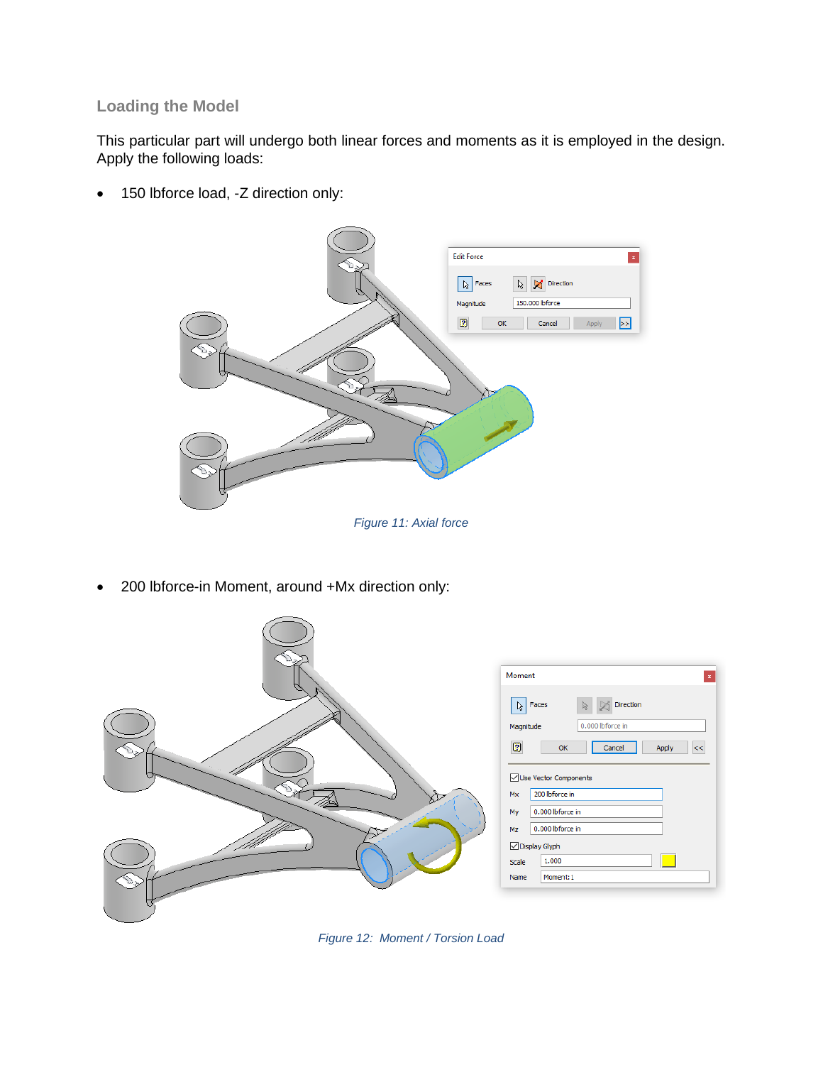### Loading the Model

This particular part will undergo both linear forces and moments as it is employed in the design. Apply the following loads:

- 150 lbforce load, -Z direction only:

*Figure 11: Axial force*

- 200 lbforce-in Moment, around +Mx direction only:

*Figure 12: Moment / Torsion Load*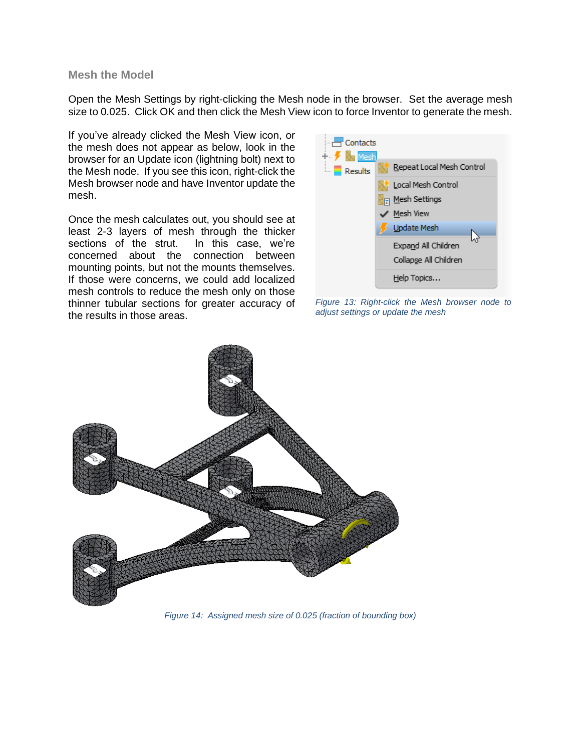### Mesh the Model

Open the Mesh Settings by right-clicking the Mesh node in the browser. Set the average mesh size to 0.025. Click OK and then click the Mesh View icon to force Inventor to generate the mesh.

If you've already clicked the Mesh View icon, or the mesh does not appear as below, look in the browser for an Update icon (lightning bolt) next to the Mesh node. If you see this icon, right-click the Mesh browser node and have Inventor update the mesh.

Once the mesh calculates out, you should see at least 2-3 layers of mesh through the thicker sections of the strut. In this case, we're concerned about the connection between mounting points, but not the mounts themselves. If those were concerns, we could add localized mesh controls to reduce the mesh only on those thinner tubular sections for greater accuracy of the results in those areas.

*Figure 13: Right-click the Mesh browser node to adjust settings or update the mesh*

*Figure 14: Assigned mesh size of 0.025 (fraction of bounding box)*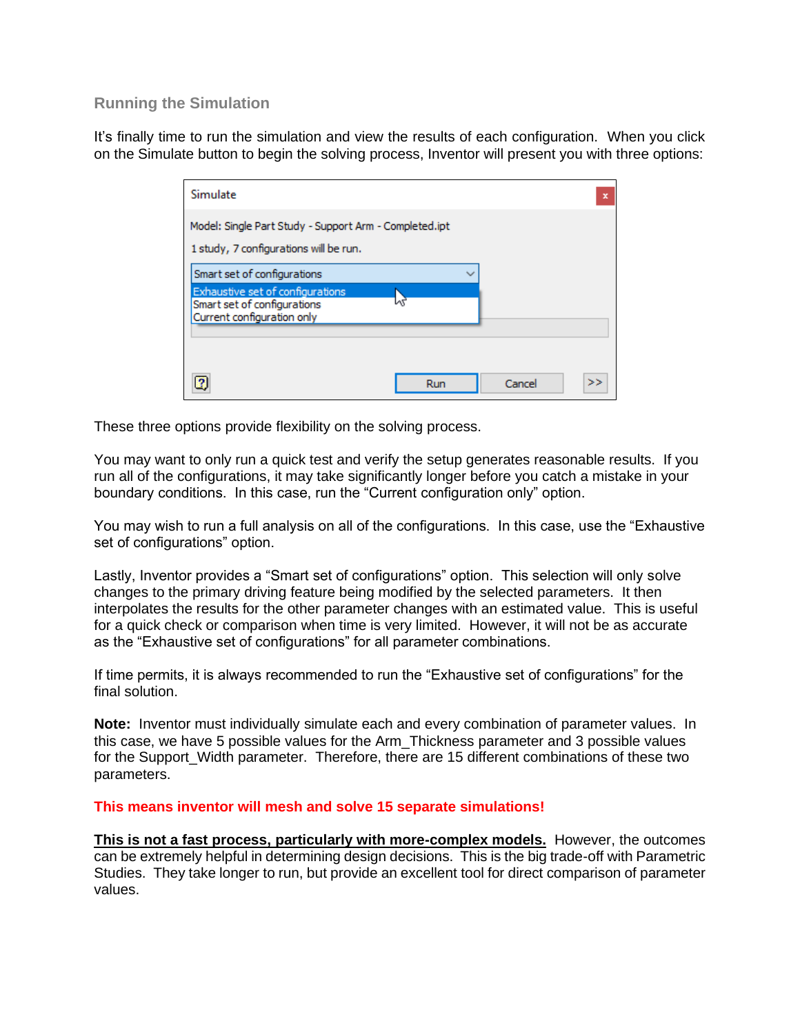### Running the Simulation

It's finally time to run the simulation and view the results of each configuration. When you click on the Simulate button to begin the solving process, Inventor will present you with three options:

These three options provide flexibility on the solving process.

You may want to only run a quick test and verify the setup generates reasonable results. If you run all of the configurations, it may take significantly longer before you catch a mistake in your boundary conditions. In this case, run the "Current configuration only" option.

You may wish to run a full analysis on all of the configurations. In this case, use the "Exhaustive set of configurations" option.

Lastly, Inventor provides a "Smart set of configurations" option. This selection will only solve changes to the primary driving feature being modified by the selected parameters. It then interpolates the results for the other parameter changes with an estimated value. This is useful for a quick check or comparison when time is very limited. However, it will not be as accurate as the "Exhaustive set of configurations" for all parameter combinations.

If time permits, it is always recommended to run the "Exhaustive set of configurations" for the final solution.

**Note:** Inventor must individually simulate each and every combination of parameter values. In this case, we have 5 possible values for the Arm_Thickness parameter and 3 possible values for the Support_Width parameter. Therefore, there are 15 different combinations of these two parameters.

**This means inventor will mesh and solve 15 separate simulations!**

**<u>This is not a fast process, particularly with more-complex models.</u>** However, the outcomes can be extremely helpful in determining design decisions. This is the big trade-off with Parametric Studies. They take longer to run, but provide an excellent tool for direct comparison of parameter values.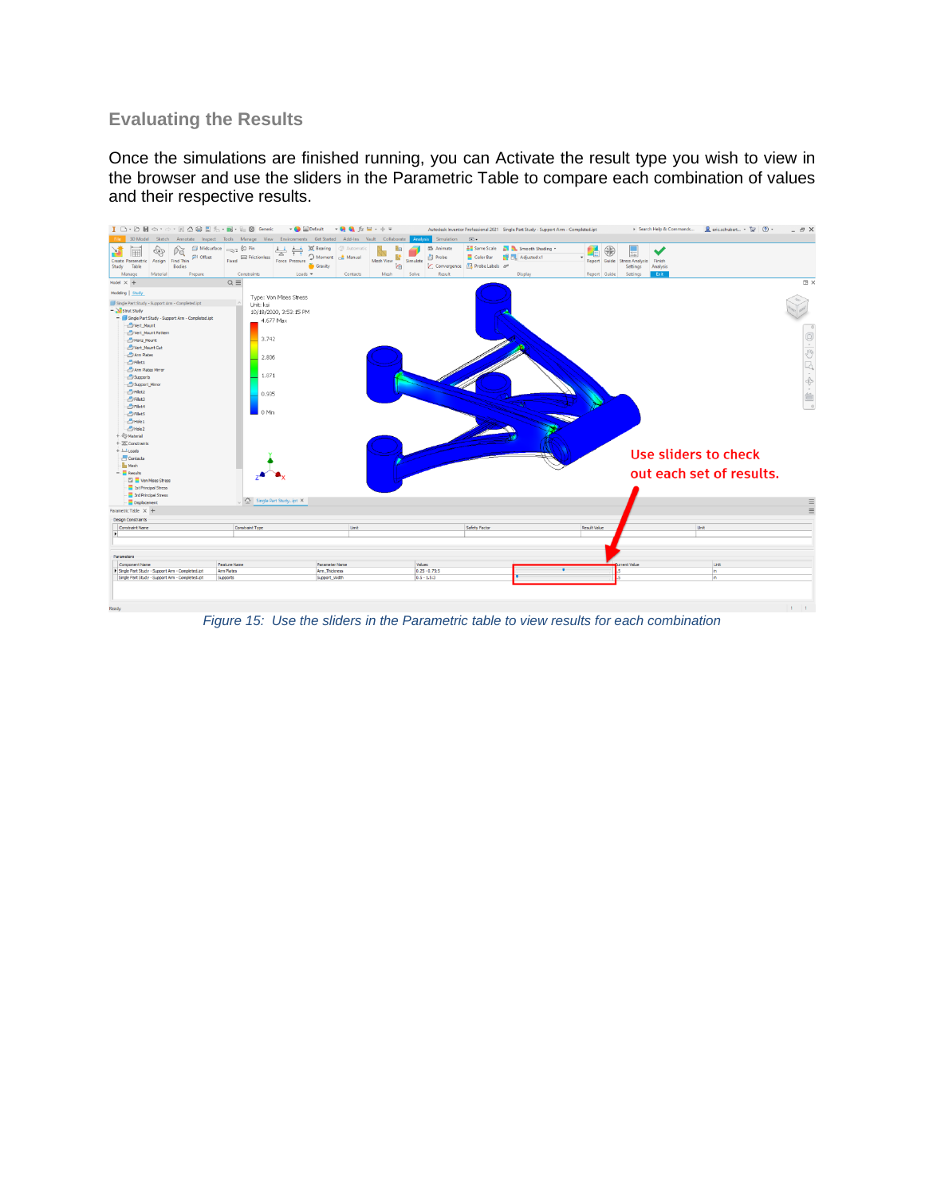## Evaluating the Results

Once the simulations are finished running, you can Activate the result type you wish to view in the browser and use the sliders in the Parametric Table to compare each combination of values and their respective results.

*Figure 15: Use the sliders in the Parametric table to view results for each combination*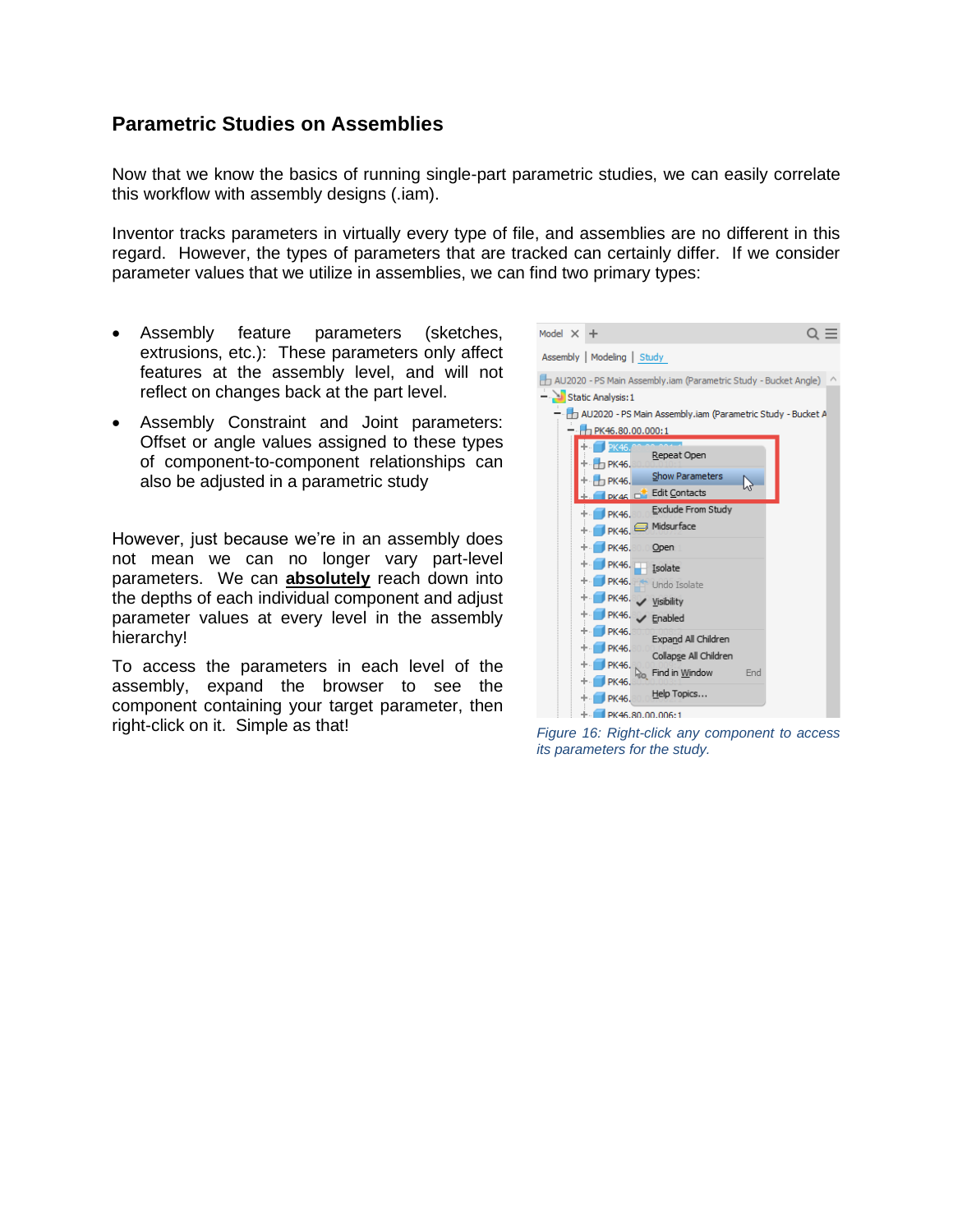## Parametric Studies on Assemblies

Now that we know the basics of running single-part parametric studies, we can easily correlate this workflow with assembly designs (.iam).

Inventor tracks parameters in virtually every type of file, and assemblies are no different in this regard. However, the types of parameters that are tracked can certainly differ. If we consider parameter values that we utilize in assemblies, we can find two primary types:

- Assembly feature parameters (sketches, extrusions, etc.): These parameters only affect features at the assembly level, and will not reflect on changes back at the part level.
- Assembly Constraint and Joint parameters: Offset or angle values assigned to these types of component-to-component relationships can also be adjusted in a parametric study

However, just because we're in an assembly does not mean we can no longer vary part-level parameters. We can **absolutely** reach down into the depths of each individual component and adjust parameter values at every level in the assembly hierarchy!

To access the parameters in each level of the assembly, expand the browser to see the component containing your target parameter, then right-click on it. Simple as that!

*Figure 16: Right-click any component to access its parameters for the study.*